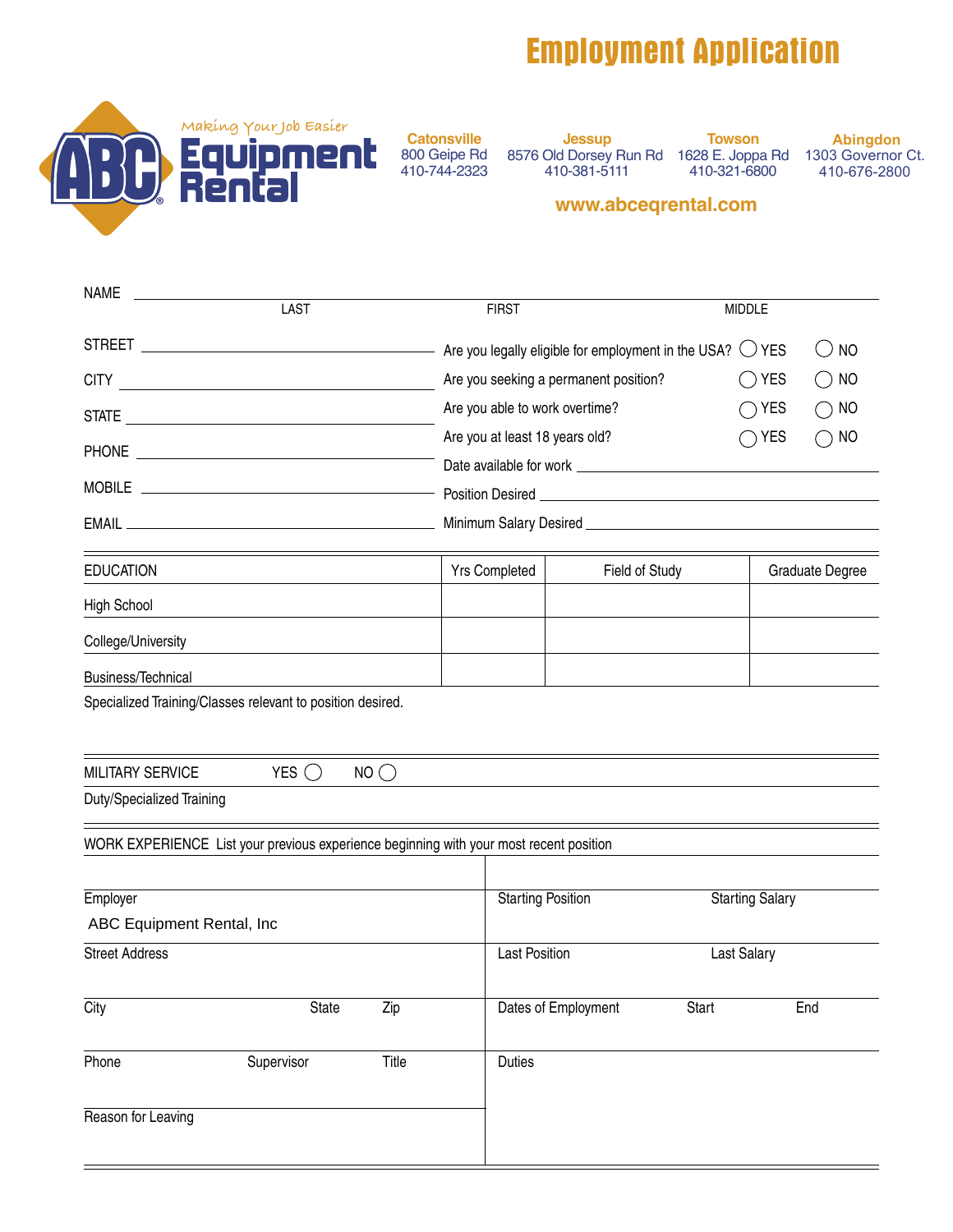# Employment Application

**ABC Equipment Rental**

*Making Your Job Easier*

| Catonsville | Jessup | Towson | Abingdon |
|---|---|---|---|
| 800 Geipe Rd | 8576 Old Dorsey Run Rd | 1628 E. Joppa Rd | 1303 Governor Ct. |
| 410-744-2323 | 410-381-5111 | 410-321-6800 | 410-676-2800 |

**www.abceqrental.com**

NAME ______________________________________________
LAST FIRST MIDDLE

STREET ______________________

CITY ______________________

STATE ______________________

PHONE ______________________

MOBILE ______________________

EMAIL ______________________

Are you legally eligible for employment in the USA? ◯ YES ◯ NO

Are you seeking a permanent position? ◯ YES ◯ NO

Are you able to work overtime? ◯ YES ◯ NO

Are you at least 18 years old? ◯ YES ◯ NO

Date available for work ______________________

Position Desired ______________________

Minimum Salary Desired ______________________

| EDUCATION | Yrs Completed | Field of Study | Graduate Degree |
|---|---|---|---|
| High School | | | |
| College/University | | | |
| Business/Technical | | | |

Specialized Training/Classes relevant to position desired.

MILITARY SERVICE YES ◯ NO ◯

Duty/Specialized Training

WORK EXPERIENCE List your previous experience beginning with your most recent position

| | |
|---|---|
| Employer<br>ABC Equipment Rental, Inc | Starting Position / Starting Salary |
| Street Address | Last Position / Last Salary |
| City / State / Zip | Dates of Employment / Start / End |
| Phone / Supervisor / Title | Duties |
| Reason for Leaving | |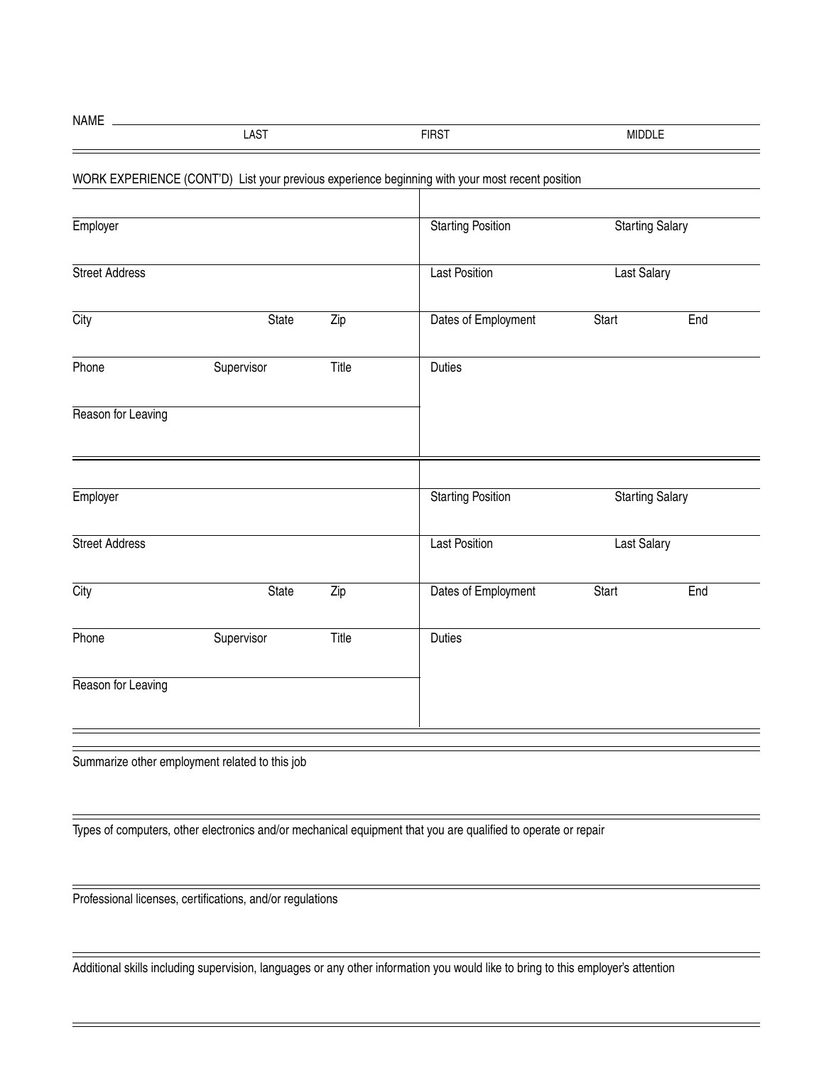NAME ______________________________________________

LAST | FIRST | MIDDLE

WORK EXPERIENCE (CONT'D) List your previous experience beginning with your most recent position

| | |
|---|---|
| Employer | Starting Position &nbsp;&nbsp;&nbsp;&nbsp; Starting Salary |
| Street Address | Last Position &nbsp;&nbsp;&nbsp;&nbsp; Last Salary |
| City &nbsp;&nbsp;&nbsp;&nbsp; State &nbsp;&nbsp;&nbsp;&nbsp; Zip | Dates of Employment &nbsp;&nbsp;&nbsp;&nbsp; Start &nbsp;&nbsp;&nbsp;&nbsp; End |
| Phone &nbsp;&nbsp;&nbsp;&nbsp; Supervisor &nbsp;&nbsp;&nbsp;&nbsp; Title | Duties |
| Reason for Leaving | |

| | |
|---|---|
| Employer | Starting Position &nbsp;&nbsp;&nbsp;&nbsp; Starting Salary |
| Street Address | Last Position &nbsp;&nbsp;&nbsp;&nbsp; Last Salary |
| City &nbsp;&nbsp;&nbsp;&nbsp; State &nbsp;&nbsp;&nbsp;&nbsp; Zip | Dates of Employment &nbsp;&nbsp;&nbsp;&nbsp; Start &nbsp;&nbsp;&nbsp;&nbsp; End |
| Phone &nbsp;&nbsp;&nbsp;&nbsp; Supervisor &nbsp;&nbsp;&nbsp;&nbsp; Title | Duties |
| Reason for Leaving | |

Summarize other employment related to this job

Types of computers, other electronics and/or mechanical equipment that you are qualified to operate or repair

Professional licenses, certifications, and/or regulations

Additional skills including supervision, languages or any other information you would like to bring to this employer's attention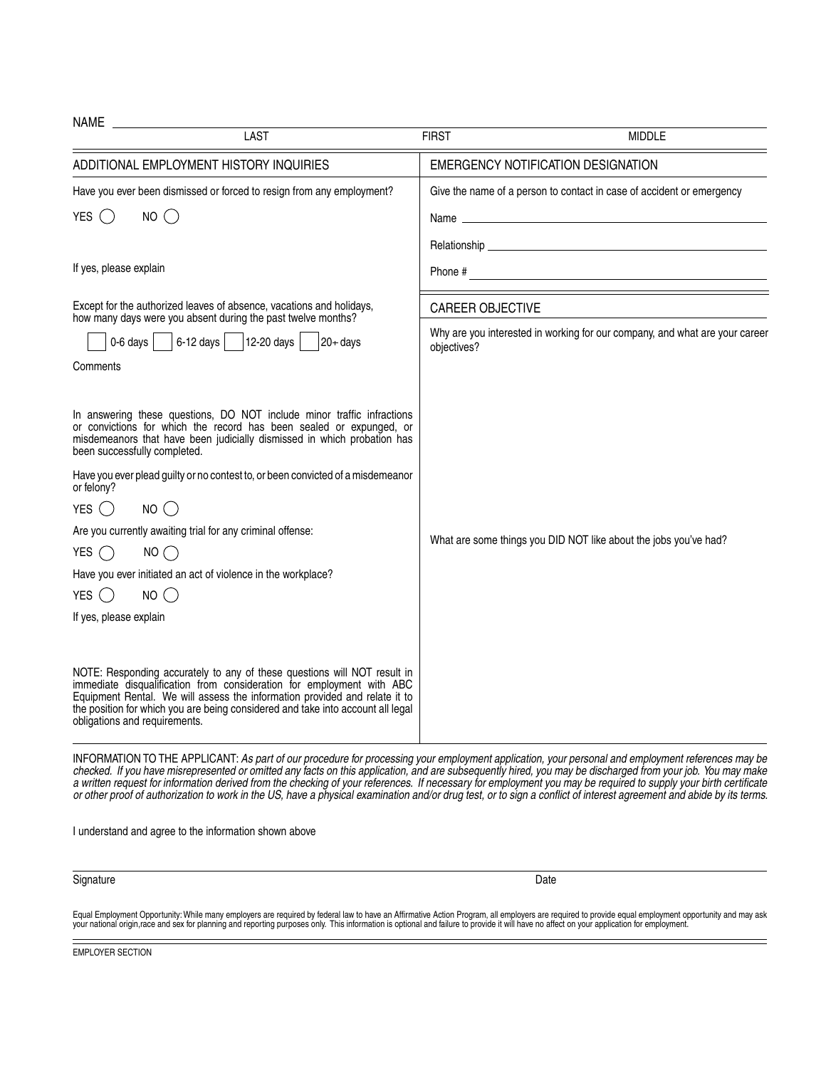NAME ______________________________________________

LAST FIRST MIDDLE

## ADDITIONAL EMPLOYMENT HISTORY INQUIRIES

Have you ever been dismissed or forced to resign from any employment?

YES ( ) NO ( )

If yes, please explain

Except for the authorized leaves of absence, vacations and holidays, how many days were you absent during the past twelve months?

[ ] 0-6 days [ ] 6-12 days [ ] 12-20 days [ ] 20+ days

Comments

In answering these questions, DO NOT include minor traffic infractions or convictions for which the record has been sealed or expunged, or misdemeanors that have been judicially dismissed in which probation has been successfully completed.

Have you ever plead guilty or no contest to, or been convicted of a misdemeanor or felony?

YES ( ) NO ( )

Are you currently awaiting trial for any criminal offense:

YES ( ) NO ( )

Have you ever initiated an act of violence in the workplace?

YES ( ) NO ( )

If yes, please explain

NOTE: Responding accurately to any of these questions will NOT result in immediate disqualification from consideration for employment with ABC Equipment Rental. We will assess the information provided and relate it to the position for which you are being considered and take into account all legal obligations and requirements.

## EMERGENCY NOTIFICATION DESIGNATION

Give the name of a person to contact in case of accident or emergency

Name ______________________________________________

Relationship ______________________________________________

Phone # ______________________________________________

## CAREER OBJECTIVE

Why are you interested in working for our company, and what are your career objectives?

What are some things you DID NOT like about the jobs you've had?

INFORMATION TO THE APPLICANT: *As part of our procedure for processing your employment application, your personal and employment references may be checked. If you have misrepresented or omitted any facts on this application, and are subsequently hired, you may be discharged from your job. You may make a written request for information derived from the checking of your references. If necessary for employment you may be required to supply your birth certificate or other proof of authorization to work in the US, have a physical examination and/or drug test, or to sign a conflict of interest agreement and abide by its terms.*

I understand and agree to the information shown above

______________________________________________

Signature Date

Equal Employment Opportunity: While many employers are required by federal law to have an Affirmative Action Program, all employers are required to provide equal employment opportunity and may ask your national origin,race and sex for planning and reporting purposes only. This information is optional and failure to provide it will have no affect on your application for employment.

EMPLOYER SECTION